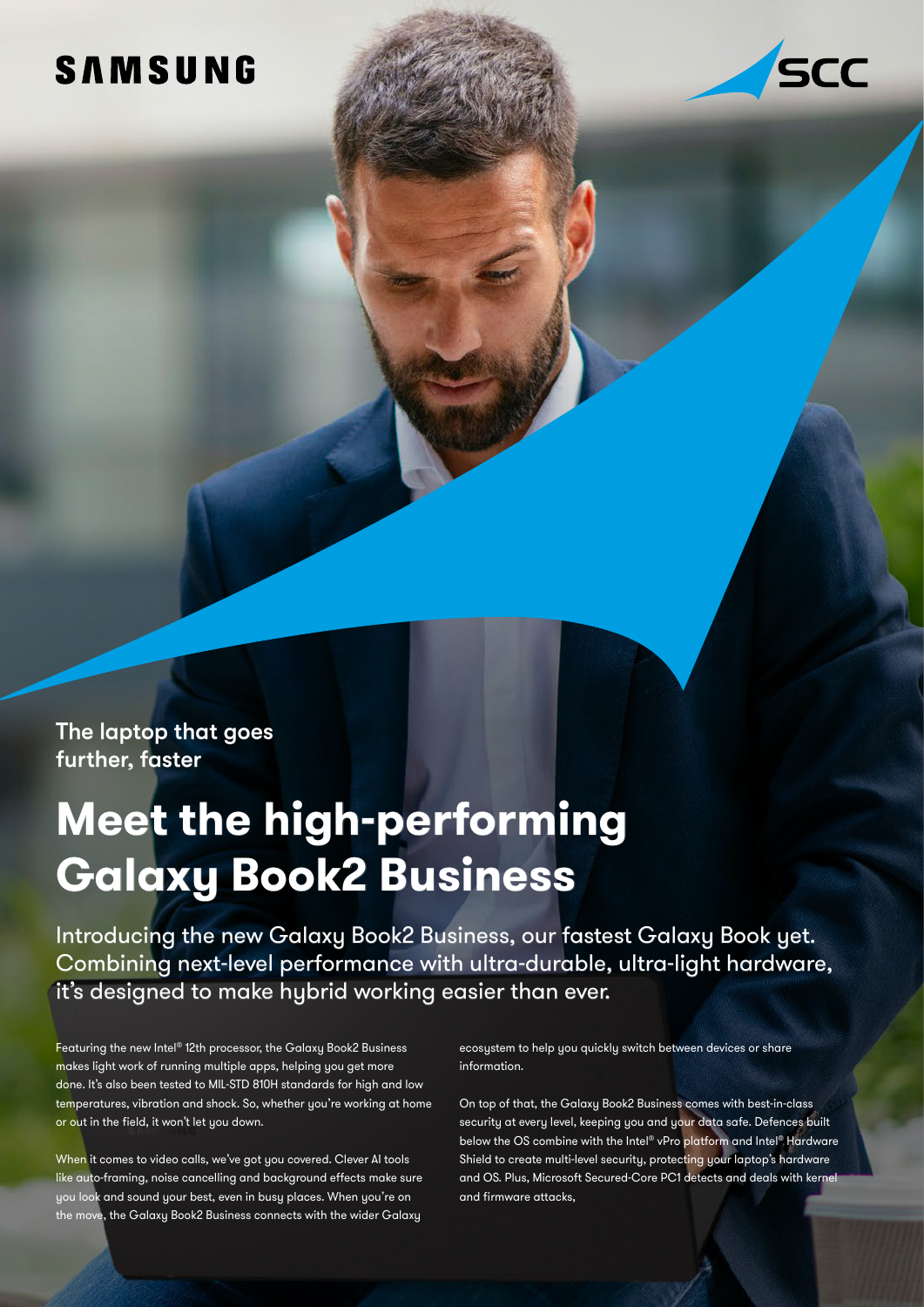SAMSUNG

SCC

The laptop that goes further, faster

# Meet the high-performing Galaxy Book2 Business

Introducing the new Galaxy Book2 Business, our fastest Galaxy Book yet. Combining next-level performance with ultra-durable, ultra-light hardware, it's designed to make hybrid working easier than ever.

Featuring the new Intel® 12th processor, the Galaxy Book2 Business makes light work of running multiple apps, helping you get more done. It's also been tested to MIL-STD 810H standards for high and low temperatures, vibration and shock. So, whether you're working at home or out in the field, it won't let you down.

When it comes to video calls, we've got you covered. Clever AI tools like auto-framing, noise cancelling and background effects make sure you look and sound your best, even in busy places. When you're on the move, the Galaxy Book2 Business connects with the wider Galaxy ecosystem to help you quickly switch between devices or share information.

On top of that, the Galaxy Book2 Business comes with best-in-class security at every level, keeping you and your data safe. Defences built below the OS combine with the Intel® vPro platform and Intel® Hardware Shield to create multi-level security, protecting your laptop's hardware and OS. Plus, Microsoft Secured-Core PC1 detects and deals with kernel and firmware attacks,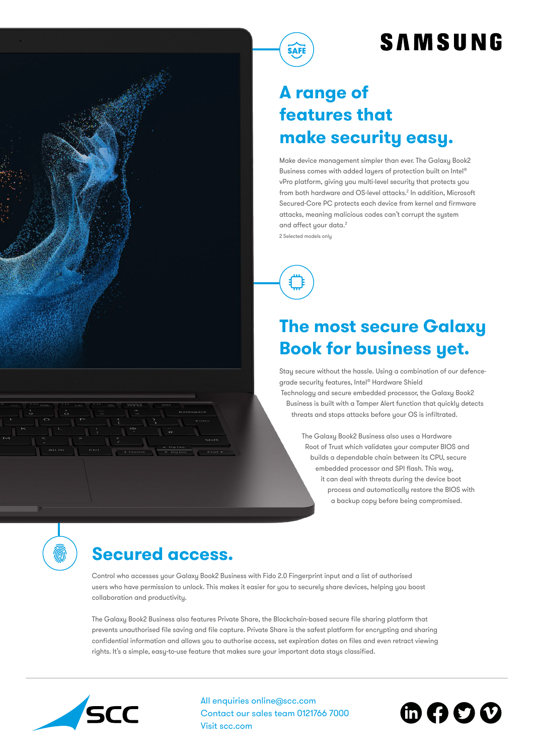SAMSUNG

## A range of features that make security easy.

Make device management simpler than ever. The Galaxy Book2 Business comes with added layers of protection built on Intel® vPro platform, giving you multi-level security that protects you from both hardware and OS-level attacks.[2] In addition, Microsoft Secured-Core PC protects each device from kernel and firmware attacks, meaning malicious codes can't corrupt the system and affect your data.[2]

2 Selected models only

## The most secure Galaxy Book for business yet.

Stay secure without the hassle. Using a combination of our defence-grade security features, Intel® Hardware Shield Technology and secure embedded processor, the Galaxy Book2 Business is built with a Tamper Alert function that quickly detects threats and stops attacks before your OS is infiltrated.

The Galaxy Book2 Business also uses a Hardware Root of Trust which validates your computer BIOS and builds a dependable chain between its CPU, secure embedded processor and SPI flash. This way, it can deal with threats during the device boot process and automatically restore the BIOS with a backup copy before being compromised.

## Secured access.

Control who accesses your Galaxy Book2 Business with Fido 2.0 Fingerprint input and a list of authorised users who have permission to unlock. This makes it easier for you to securely share devices, helping you boost collaboration and productivity.

The Galaxy Book2 Business also features Private Share, the Blockchain-based secure file sharing platform that prevents unauthorised file saving and file capture. Private Share is the safest platform for encrypting and sharing confidential information and allows you to authorise access, set expiration dates on files and even retract viewing rights. It's a simple, easy-to-use feature that makes sure your important data stays classified.

SCC

All enquiries online@scc.com
Contact our sales team 0121766 7000
Visit scc.com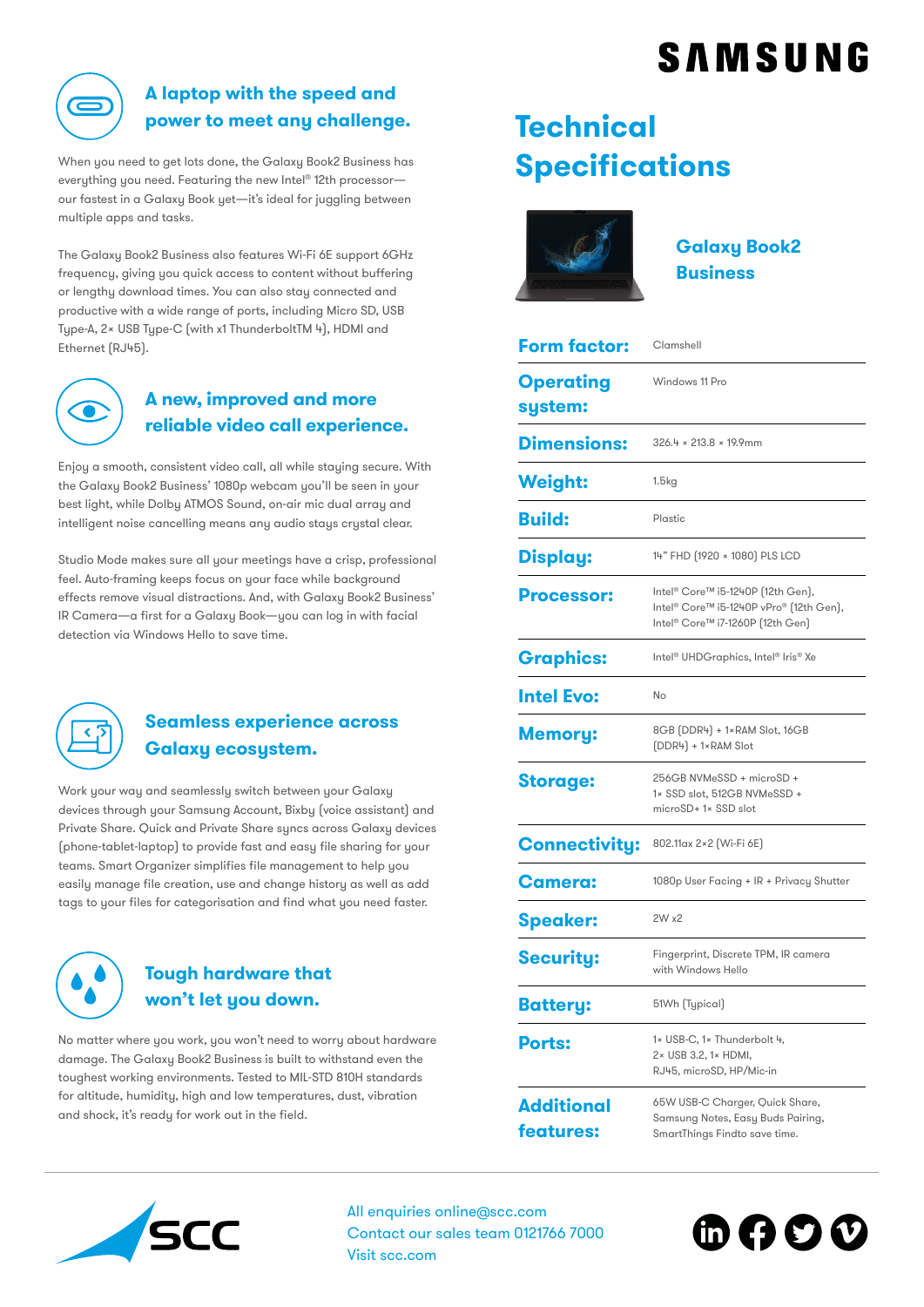SAMSUNG

## A laptop with the speed and power to meet any challenge.

When you need to get lots done, the Galaxy Book2 Business has everything you need. Featuring the new Intel® 12th processor—our fastest in a Galaxy Book yet—it's ideal for juggling between multiple apps and tasks.

The Galaxy Book2 Business also features Wi-Fi 6E support 6GHz frequency, giving you quick access to content without buffering or lengthy download times. You can also stay connected and productive with a wide range of ports, including Micro SD, USB Type-A, 2× USB Type-C (with x1 ThunderboltTM 4), HDMI and Ethernet (RJ45).

## A new, improved and more reliable video call experience.

Enjoy a smooth, consistent video call, all while staying secure. With the Galaxy Book2 Business' 1080p webcam you'll be seen in your best light, while Dolby ATMOS Sound, on-air mic dual array and intelligent noise cancelling means any audio stays crystal clear.

Studio Mode makes sure all your meetings have a crisp, professional feel. Auto-framing keeps focus on your face while background effects remove visual distractions. And, with Galaxy Book2 Business' IR Camera—a first for a Galaxy Book—you can log in with facial detection via Windows Hello to save time.

## Seamless experience across Galaxy ecosystem.

Work your way and seamlessly switch between your Galaxy devices through your Samsung Account, Bixby (voice assistant) and Private Share. Quick and Private Share syncs across Galaxy devices (phone-tablet-laptop) to provide fast and easy file sharing for your teams. Smart Organizer simplifies file management to help you easily manage file creation, use and change history as well as add tags to your files for categorisation and find what you need faster.

## Tough hardware that won't let you down.

No matter where you work, you won't need to worry about hardware damage. The Galaxy Book2 Business is built to withstand even the toughest working environments. Tested to MIL-STD 810H standards for altitude, humidity, high and low temperatures, dust, vibration and shock, it's ready for work out in the field.

# Technical Specifications

## Galaxy Book2 Business

| | |
|---|---|
| **Form factor:** | Clamshell |
| **Operating system:** | Windows 11 Pro |
| **Dimensions:** | 326.4 × 213.8 × 19.9mm |
| **Weight:** | 1.5kg |
| **Build:** | Plastic |
| **Display:** | 14" FHD (1920 × 1080) PLS LCD |
| **Processor:** | Intel® Core™ i5-1240P (12th Gen), Intel® Core™ i5-1240P vPro® (12th Gen), Intel® Core™ i7-1260P (12th Gen) |
| **Graphics:** | Intel® UHDGraphics, Intel® Iris® Xe |
| **Intel Evo:** | No |
| **Memory:** | 8GB (DDR4) + 1×RAM Slot, 16GB (DDR4) + 1×RAM Slot |
| **Storage:** | 256GB NVMeSSD + microSD + 1× SSD slot, 512GB NVMeSSD + microSD+ 1× SSD slot |
| **Connectivity:** | 802.11ax 2×2 (Wi-Fi 6E) |
| **Camera:** | 1080p User Facing + IR + Privacy Shutter |
| **Speaker:** | 2W x2 |
| **Security:** | Fingerprint, Discrete TPM, IR camera with Windows Hello |
| **Battery:** | 51Wh (Typical) |
| **Ports:** | 1× USB-C, 1× Thunderbolt 4, 2× USB 3.2, 1× HDMI, RJ45, microSD, HP/Mic-in |
| **Additional features:** | 65W USB-C Charger, Quick Share, Samsung Notes, Easy Buds Pairing, SmartThings Findto save time. |

SCC

All enquiries online@scc.com
Contact our sales team 0121766 7000
Visit scc.com